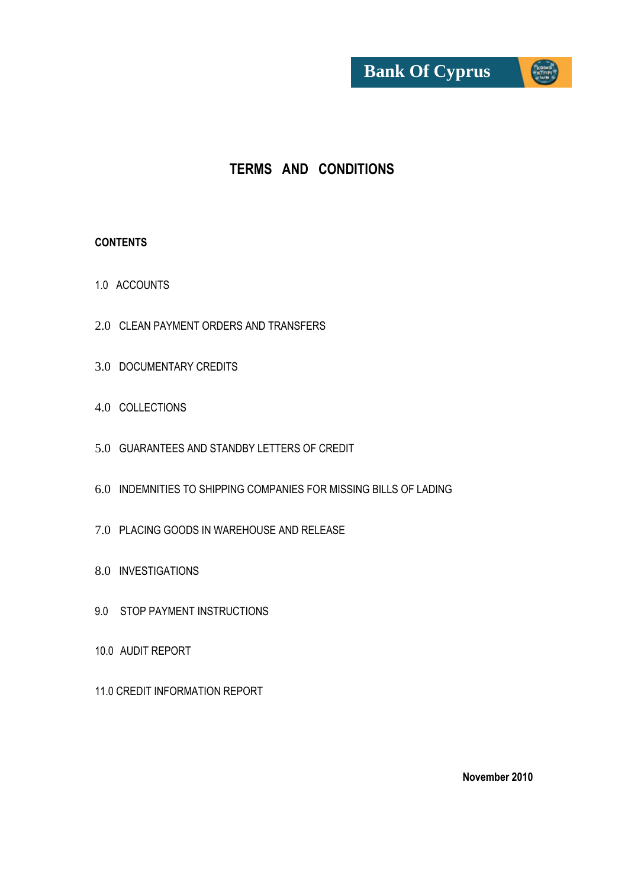Bank Of Cyprus

# TERMS AND CONDITIONS

**CONTENTS**

1.0 ACCOUNTS

2.0 CLEAN PAYMENT ORDERS AND TRANSFERS

3.0 DOCUMENTARY CREDITS

4.0 COLLECTIONS

5.0 GUARANTEES AND STANDBY LETTERS OF CREDIT

6.0 INDEMNITIES TO SHIPPING COMPANIES FOR MISSING BILLS OF LADING

7.0 PLACING GOODS IN WAREHOUSE AND RELEASE

8.0 INVESTIGATIONS

9.0 STOP PAYMENT INSTRUCTIONS

10.0 AUDIT REPORT

11.0 CREDIT INFORMATION REPORT

**November 2010**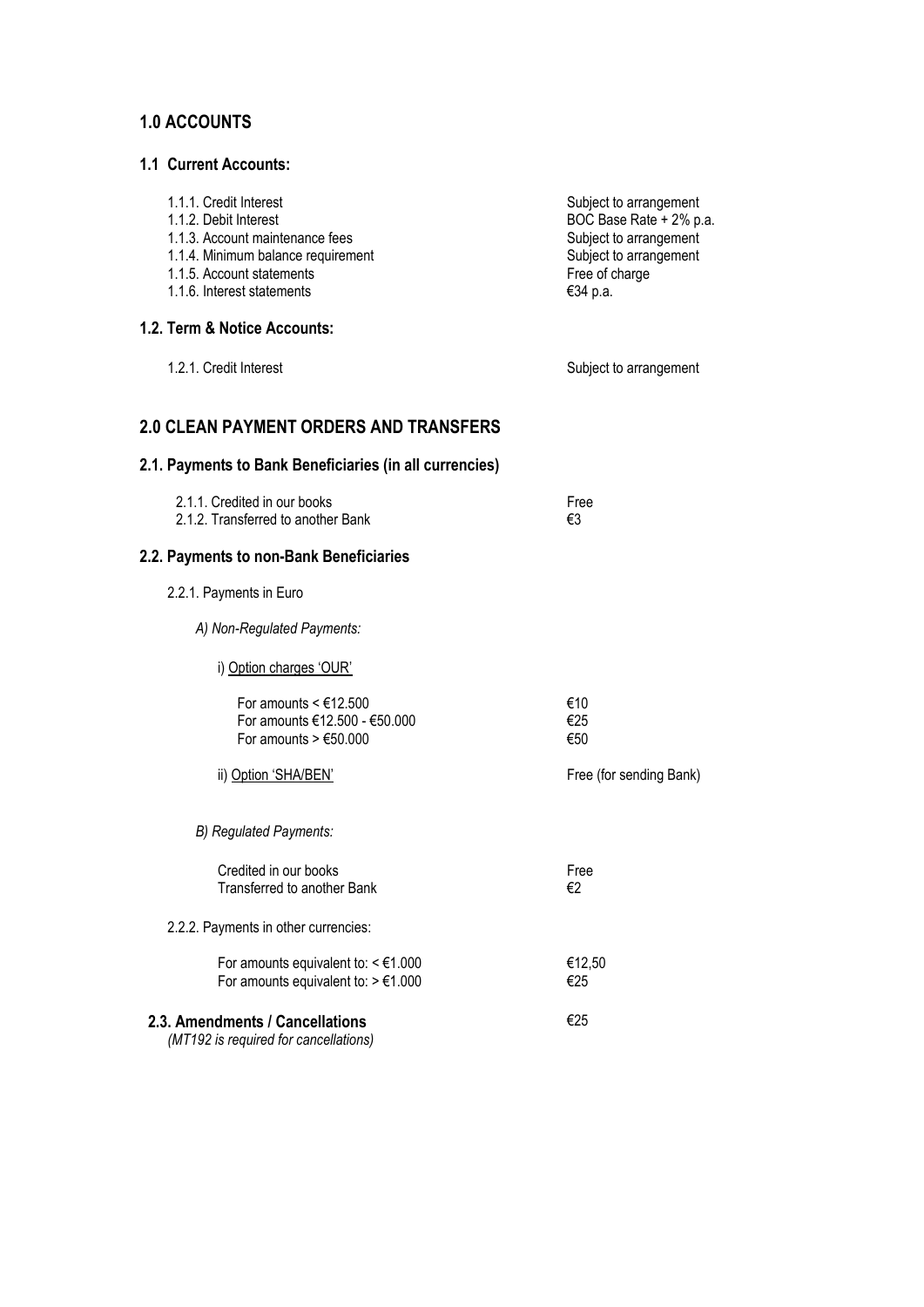## 1.0 ACCOUNTS

### 1.1 Current Accounts:

| | |
|---|---|
| 1.1.1. Credit Interest | Subject to arrangement |
| 1.1.2. Debit Interest | BOC Base Rate + 2% p.a. |
| 1.1.3. Account maintenance fees | Subject to arrangement |
| 1.1.4. Minimum balance requirement | Subject to arrangement |
| 1.1.5. Account statements | Free of charge |
| 1.1.6. Interest statements | €34 p.a. |

### 1.2. Term & Notice Accounts:

| | |
|---|---|
| 1.2.1. Credit Interest | Subject to arrangement |

## 2.0 CLEAN PAYMENT ORDERS AND TRANSFERS

### 2.1. Payments to Bank Beneficiaries (in all currencies)

| | |
|---|---|
| 2.1.1. Credited in our books | Free |
| 2.1.2. Transferred to another Bank | €3 |

### 2.2. Payments to non-Bank Beneficiaries

2.2.1. Payments in Euro

*A) Non-Regulated Payments:*

i) Option charges 'OUR'

| | |
|---|---|
| For amounts < €12.500 | €10 |
| For amounts €12.500 - €50.000 | €25 |
| For amounts > €50.000 | €50 |

| | |
|---|---|
| ii) Option 'SHA/BEN' | Free (for sending Bank) |

*B) Regulated Payments:*

| | |
|---|---|
| Credited in our books | Free |
| Transferred to another Bank | €2 |

2.2.2. Payments in other currencies:

| | |
|---|---|
| For amounts equivalent to: < €1.000 | €12,50 |
| For amounts equivalent to: > €1.000 | €25 |

### 2.3. Amendments / Cancellations — €25

*(MT192 is required for cancellations)*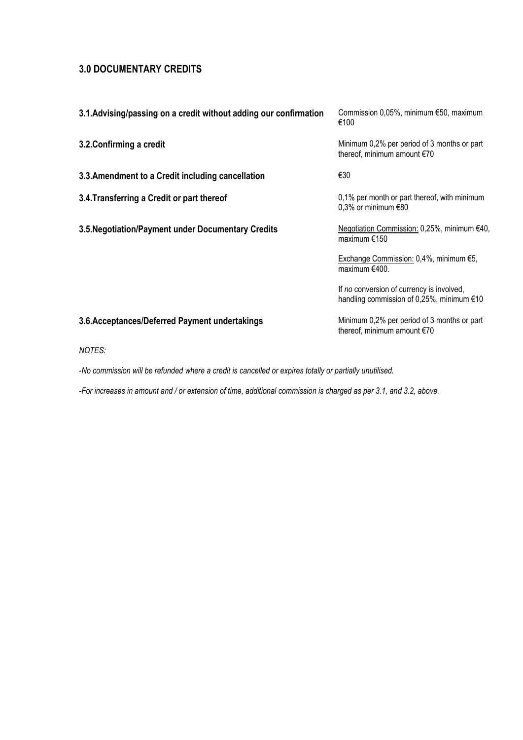## 3.0 DOCUMENTARY CREDITS

| | |
|---|---|
| **3.1.Advising/passing on a credit without adding our confirmation** | Commission 0,05%, minimum €50, maximum €100 |
| **3.2.Confirming a credit** | Minimum 0,2% per period of 3 months or part thereof, minimum amount €70 |
| **3.3.Amendment to a Credit including cancellation** | €30 |
| **3.4.Transferring a Credit or part thereof** | 0,1% per month or part thereof, with minimum 0,3% or minimum €80 |
| **3.5.Negotiation/Payment under Documentary Credits** | Negotiation Commission: 0,25%, minimum €40, maximum €150<br><br>Exchange Commission: 0,4%, minimum €5, maximum €400.<br><br>If *no* conversion of currency is involved, handling commission of 0,25%, minimum €10 |
| **3.6.Acceptances/Deferred Payment undertakings** | Minimum 0,2% per period of 3 months or part thereof, minimum amount €70 |

*NOTES:*

*-No commission will be refunded where a credit is cancelled or expires totally or partially unutilised.*

*-For increases in amount and / or extension of time, additional commission is charged as per 3.1, and 3.2, above.*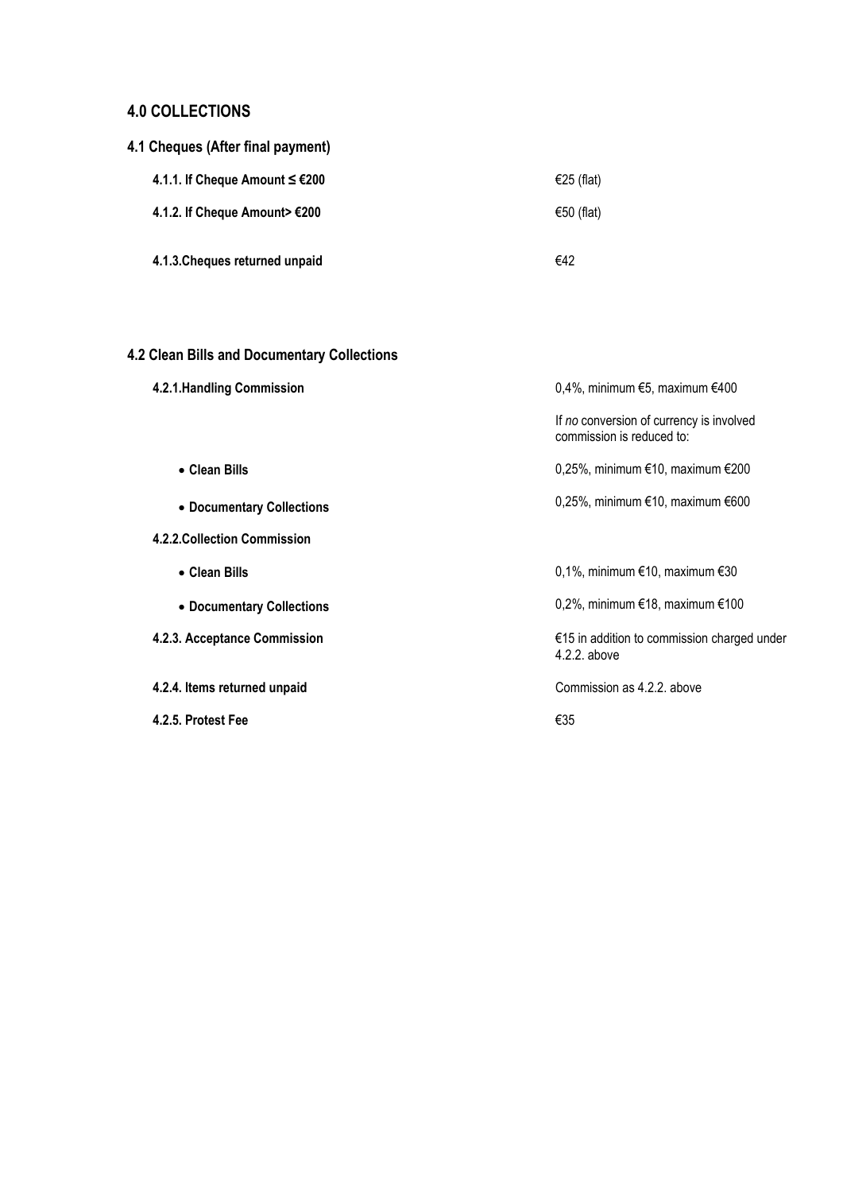## 4.0 COLLECTIONS

### 4.1 Cheques (After final payment)

| | |
|---|---|
| **4.1.1. If Cheque Amount ≤ €200** | €25 (flat) |
| **4.1.2. If Cheque Amount> €200** | €50 (flat) |
| **4.1.3.Cheques returned unpaid** | €42 |

### 4.2 Clean Bills and Documentary Collections

| | |
|---|---|
| **4.2.1.Handling Commission** | 0,4%, minimum €5, maximum €400 |
| | If *no* conversion of currency is involved commission is reduced to: |
| • **Clean Bills** | 0,25%, minimum €10, maximum €200 |
| • **Documentary Collections** | 0,25%, minimum €10, maximum €600 |
| **4.2.2.Collection Commission** | |
| • **Clean Bills** | 0,1%, minimum €10, maximum €30 |
| • **Documentary Collections** | 0,2%, minimum €18, maximum €100 |
| **4.2.3. Acceptance Commission** | €15 in addition to commission charged under 4.2.2. above |
| **4.2.4. Items returned unpaid** | Commission as 4.2.2. above |
| **4.2.5. Protest Fee** | €35 |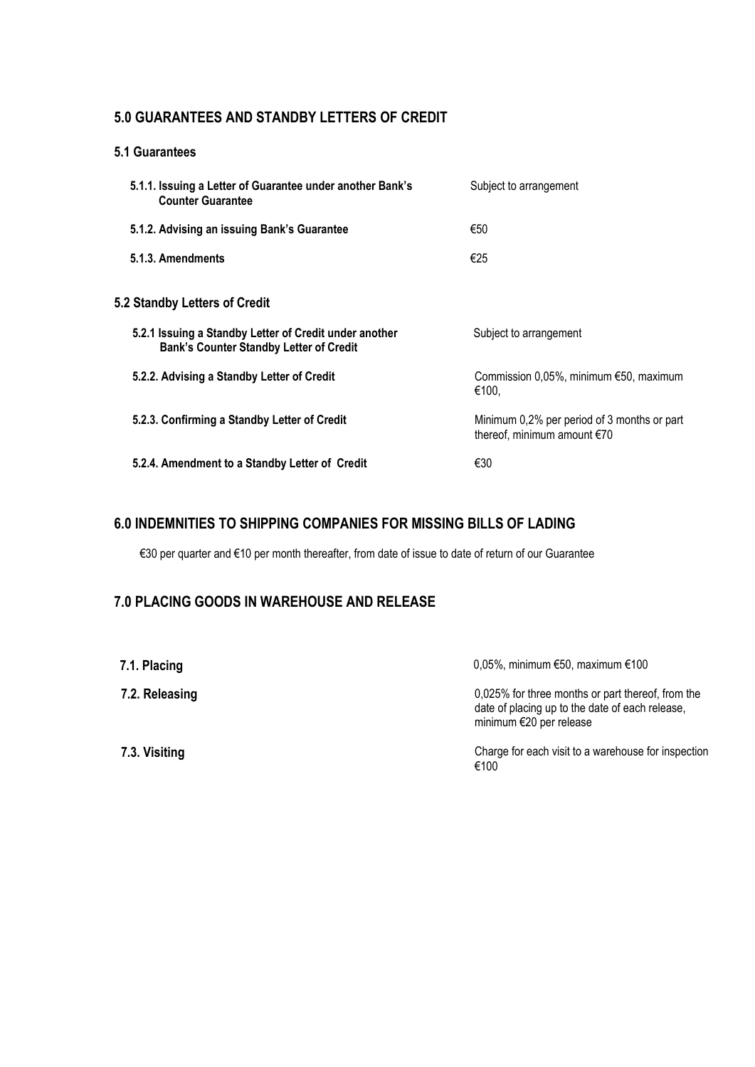## 5.0 GUARANTEES AND STANDBY LETTERS OF CREDIT

### 5.1 Guarantees

| | |
|---|---|
| **5.1.1. Issuing a Letter of Guarantee under another Bank's Counter Guarantee** | Subject to arrangement |
| **5.1.2. Advising an issuing Bank's Guarantee** | €50 |
| **5.1.3. Amendments** | €25 |

### 5.2 Standby Letters of Credit

| | |
|---|---|
| **5.2.1 Issuing a Standby Letter of Credit under another Bank's Counter Standby Letter of Credit** | Subject to arrangement |
| **5.2.2. Advising a Standby Letter of Credit** | Commission 0,05%, minimum €50, maximum €100, |
| **5.2.3. Confirming a Standby Letter of Credit** | Minimum 0,2% per period of 3 months or part thereof, minimum amount €70 |
| **5.2.4. Amendment to a Standby Letter of Credit** | €30 |

## 6.0 INDEMNITIES TO SHIPPING COMPANIES FOR MISSING BILLS OF LADING

€30 per quarter and €10 per month thereafter, from date of issue to date of return of our Guarantee

## 7.0 PLACING GOODS IN WAREHOUSE AND RELEASE

| | |
|---|---|
| **7.1. Placing** | 0,05%, minimum €50, maximum €100 |
| **7.2. Releasing** | 0,025% for three months or part thereof, from the date of placing up to the date of each release, minimum €20 per release |
| **7.3. Visiting** | Charge for each visit to a warehouse for inspection €100 |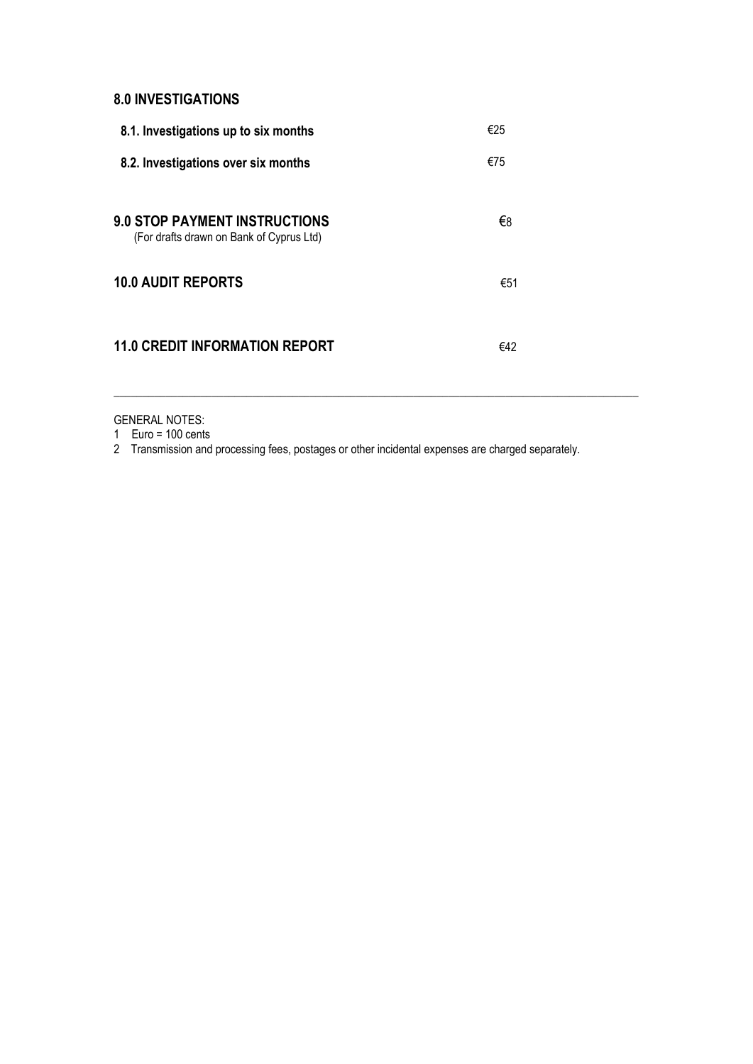## 8.0 INVESTIGATIONS

| | |
|---|---|
| **8.1. Investigations up to six months** | €25 |
| **8.2. Investigations over six months** | €75 |

## 9.0 STOP PAYMENT INSTRUCTIONS

(For drafts drawn on Bank of Cyprus Ltd)

€8

## 10.0 AUDIT REPORTS

€51

## 11.0 CREDIT INFORMATION REPORT

€42

---

GENERAL NOTES:

1 Euro = 100 cents

2 Transmission and processing fees, postages or other incidental expenses are charged separately.